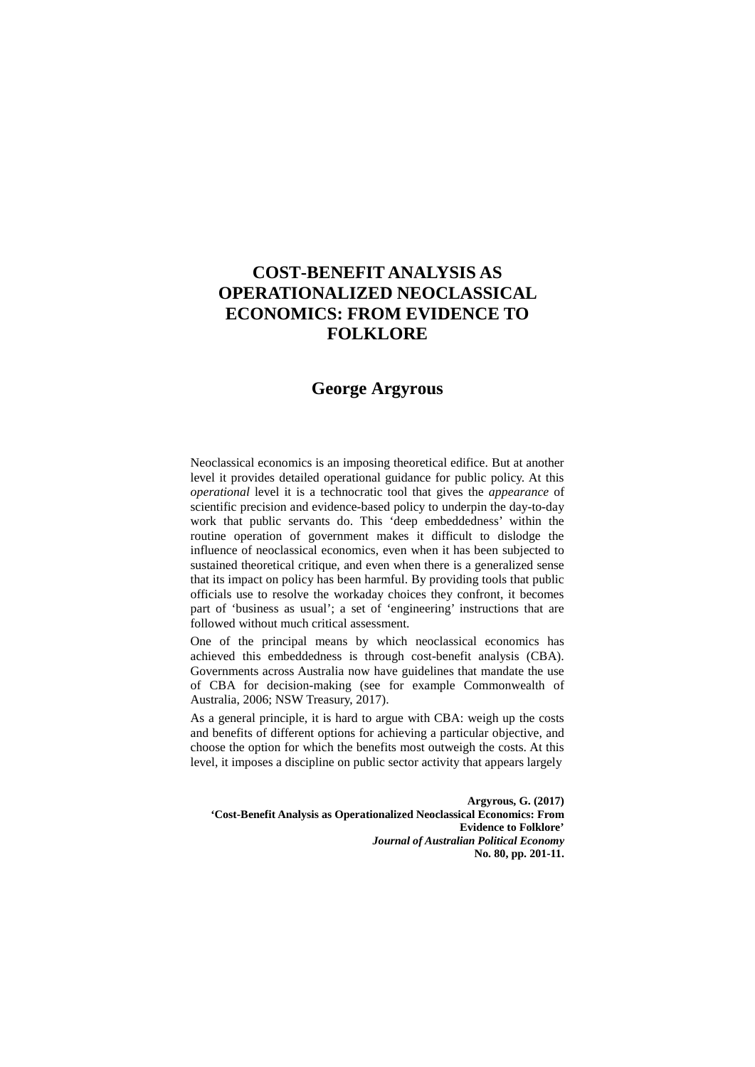# COST-BENEFIT ANALYSIS AS OPERATIONALIZED NEOCLASSICAL ECONOMICS: FROM EVIDENCE TO FOLKLORE

## George Argyrous

Neoclassical economics is an imposing theoretical edifice. But at another level it provides detailed operational guidance for public policy. At this *operational* level it is a technocratic tool that gives the *appearance* of scientific precision and evidence-based policy to underpin the day-to-day work that public servants do. This 'deep embeddedness' within the routine operation of government makes it difficult to dislodge the influence of neoclassical economics, even when it has been subjected to sustained theoretical critique, and even when there is a generalized sense that its impact on policy has been harmful. By providing tools that public officials use to resolve the workaday choices they confront, it becomes part of 'business as usual'; a set of 'engineering' instructions that are followed without much critical assessment.

One of the principal means by which neoclassical economics has achieved this embeddedness is through cost-benefit analysis (CBA). Governments across Australia now have guidelines that mandate the use of CBA for decision-making (see for example Commonwealth of Australia, 2006; NSW Treasury, 2017).

As a general principle, it is hard to argue with CBA: weigh up the costs and benefits of different options for achieving a particular objective, and choose the option for which the benefits most outweigh the costs. At this level, it imposes a discipline on public sector activity that appears largely

**Argyrous, G. (2017)**
**'Cost-Benefit Analysis as Operationalized Neoclassical Economics: From Evidence to Folklore'**
***Journal of Australian Political Economy***
**No. 80, pp. 201-11.**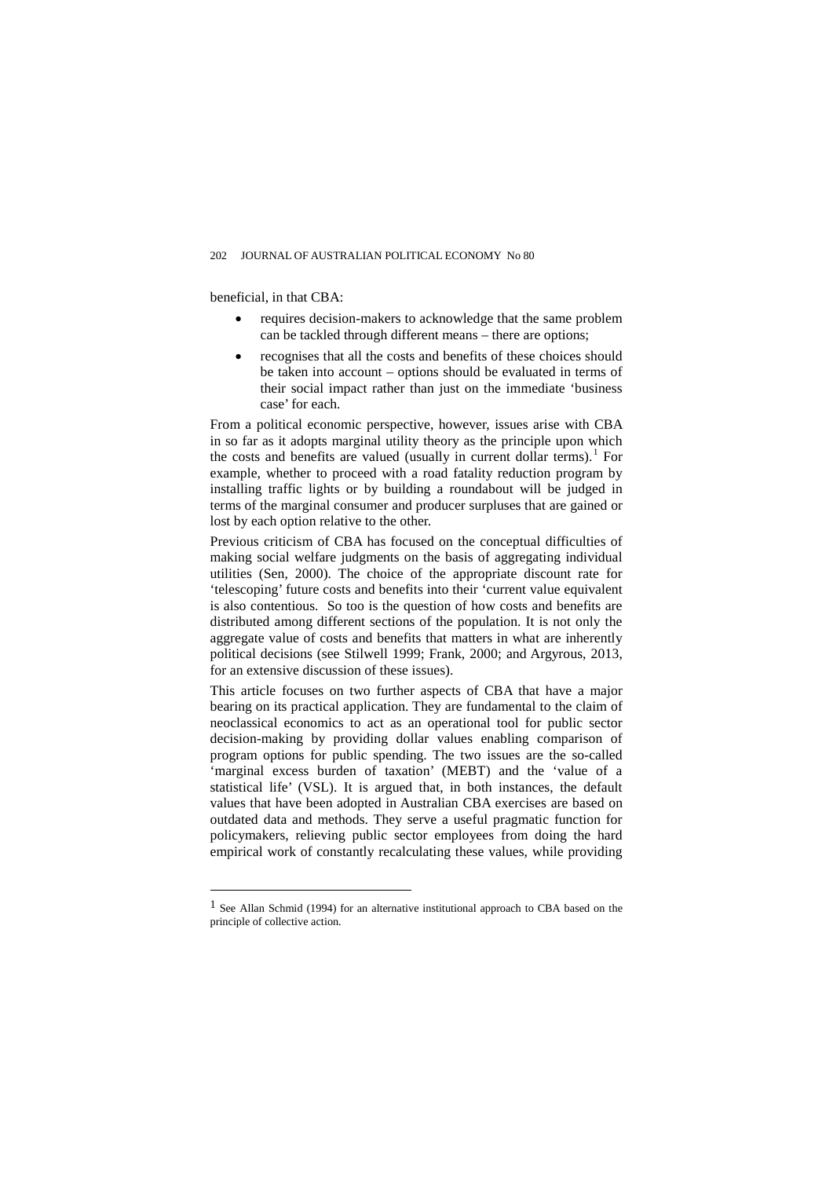beneficial, in that CBA:

- requires decision-makers to acknowledge that the same problem can be tackled through different means – there are options;
- recognises that all the costs and benefits of these choices should be taken into account – options should be evaluated in terms of their social impact rather than just on the immediate 'business case' for each.

From a political economic perspective, however, issues arise with CBA in so far as it adopts marginal utility theory as the principle upon which the costs and benefits are valued (usually in current dollar terms).[1] For example, whether to proceed with a road fatality reduction program by installing traffic lights or by building a roundabout will be judged in terms of the marginal consumer and producer surpluses that are gained or lost by each option relative to the other.

Previous criticism of CBA has focused on the conceptual difficulties of making social welfare judgments on the basis of aggregating individual utilities (Sen, 2000). The choice of the appropriate discount rate for 'telescoping' future costs and benefits into their 'current value equivalent is also contentious. So too is the question of how costs and benefits are distributed among different sections of the population. It is not only the aggregate value of costs and benefits that matters in what are inherently political decisions (see Stilwell 1999; Frank, 2000; and Argyrous, 2013, for an extensive discussion of these issues).

This article focuses on two further aspects of CBA that have a major bearing on its practical application. They are fundamental to the claim of neoclassical economics to act as an operational tool for public sector decision-making by providing dollar values enabling comparison of program options for public spending. The two issues are the so-called 'marginal excess burden of taxation' (MEBT) and the 'value of a statistical life' (VSL). It is argued that, in both instances, the default values that have been adopted in Australian CBA exercises are based on outdated data and methods. They serve a useful pragmatic function for policymakers, relieving public sector employees from doing the hard empirical work of constantly recalculating these values, while providing

[1] See Allan Schmid (1994) for an alternative institutional approach to CBA based on the principle of collective action.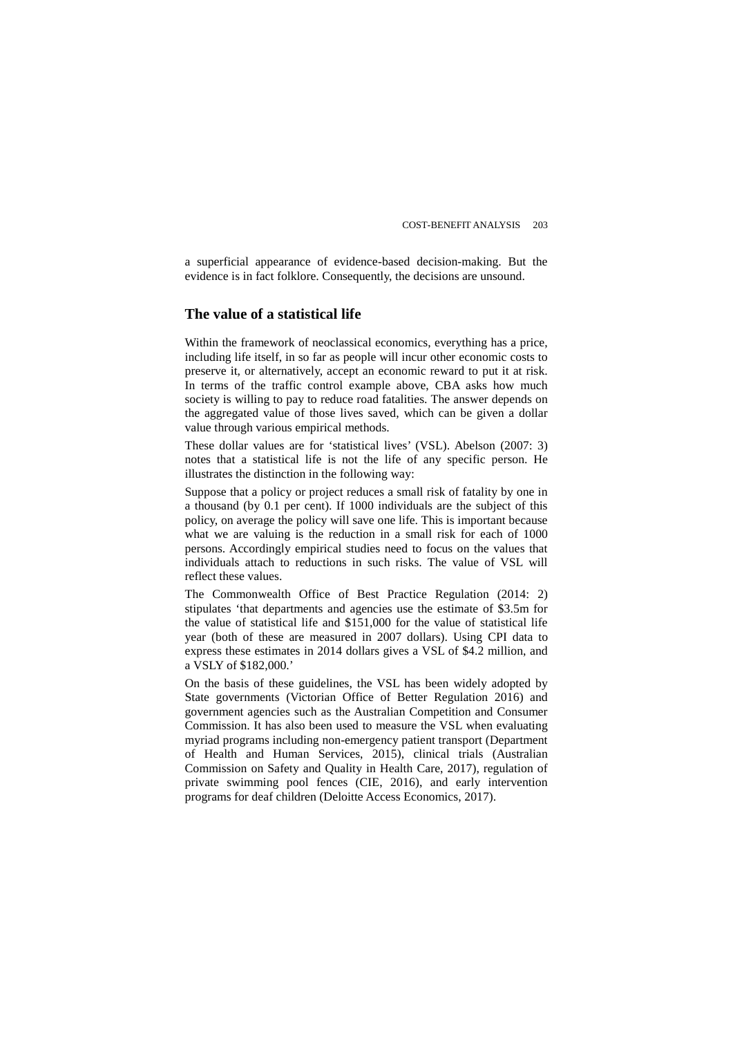a superficial appearance of evidence-based decision-making. But the evidence is in fact folklore. Consequently, the decisions are unsound.

## The value of a statistical life

Within the framework of neoclassical economics, everything has a price, including life itself, in so far as people will incur other economic costs to preserve it, or alternatively, accept an economic reward to put it at risk. In terms of the traffic control example above, CBA asks how much society is willing to pay to reduce road fatalities. The answer depends on the aggregated value of those lives saved, which can be given a dollar value through various empirical methods.

These dollar values are for 'statistical lives' (VSL). Abelson (2007: 3) notes that a statistical life is not the life of any specific person. He illustrates the distinction in the following way:

Suppose that a policy or project reduces a small risk of fatality by one in a thousand (by 0.1 per cent). If 1000 individuals are the subject of this policy, on average the policy will save one life. This is important because what we are valuing is the reduction in a small risk for each of 1000 persons. Accordingly empirical studies need to focus on the values that individuals attach to reductions in such risks. The value of VSL will reflect these values.

The Commonwealth Office of Best Practice Regulation (2014: 2) stipulates 'that departments and agencies use the estimate of $3.5m for the value of statistical life and $151,000 for the value of statistical life year (both of these are measured in 2007 dollars). Using CPI data to express these estimates in 2014 dollars gives a VSL of $4.2 million, and a VSLY of $182,000.'

On the basis of these guidelines, the VSL has been widely adopted by State governments (Victorian Office of Better Regulation 2016) and government agencies such as the Australian Competition and Consumer Commission. It has also been used to measure the VSL when evaluating myriad programs including non-emergency patient transport (Department of Health and Human Services, 2015), clinical trials (Australian Commission on Safety and Quality in Health Care, 2017), regulation of private swimming pool fences (CIE, 2016), and early intervention programs for deaf children (Deloitte Access Economics, 2017).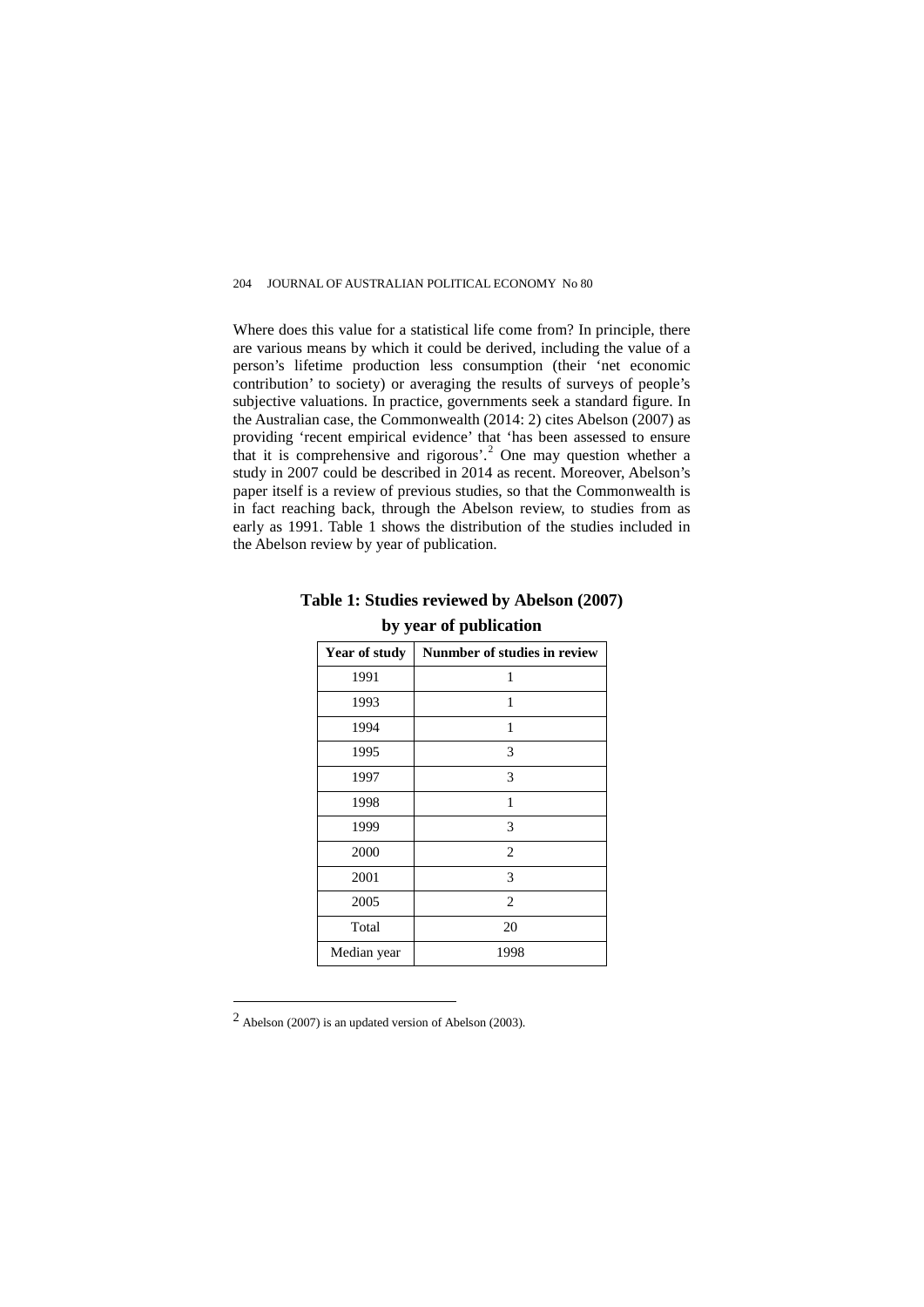Where does this value for a statistical life come from? In principle, there are various means by which it could be derived, including the value of a person's lifetime production less consumption (their 'net economic contribution' to society) or averaging the results of surveys of people's subjective valuations. In practice, governments seek a standard figure. In the Australian case, the Commonwealth (2014: 2) cites Abelson (2007) as providing 'recent empirical evidence' that 'has been assessed to ensure that it is comprehensive and rigorous'.[2] One may question whether a study in 2007 could be described in 2014 as recent. Moreover, Abelson's paper itself is a review of previous studies, so that the Commonwealth is in fact reaching back, through the Abelson review, to studies from as early as 1991. Table 1 shows the distribution of the studies included in the Abelson review by year of publication.

**Table 1: Studies reviewed by Abelson (2007) by year of publication**

| Year of study | Nunmber of studies in review |
|---|---|
| 1991 | 1 |
| 1993 | 1 |
| 1994 | 1 |
| 1995 | 3 |
| 1997 | 3 |
| 1998 | 1 |
| 1999 | 3 |
| 2000 | 2 |
| 2001 | 3 |
| 2005 | 2 |
| Total | 20 |
| Median year | 1998 |

[2] Abelson (2007) is an updated version of Abelson (2003).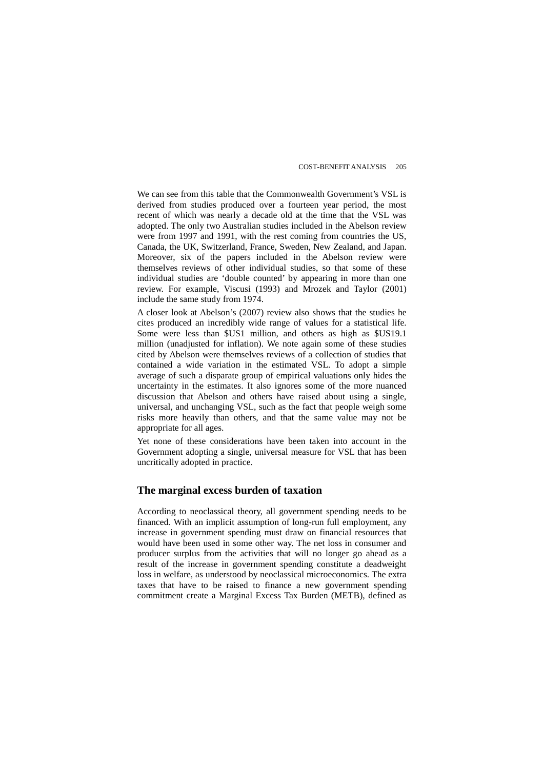We can see from this table that the Commonwealth Government's VSL is derived from studies produced over a fourteen year period, the most recent of which was nearly a decade old at the time that the VSL was adopted. The only two Australian studies included in the Abelson review were from 1997 and 1991, with the rest coming from countries the US, Canada, the UK, Switzerland, France, Sweden, New Zealand, and Japan. Moreover, six of the papers included in the Abelson review were themselves reviews of other individual studies, so that some of these individual studies are 'double counted' by appearing in more than one review. For example, Viscusi (1993) and Mrozek and Taylor (2001) include the same study from 1974.

A closer look at Abelson's (2007) review also shows that the studies he cites produced an incredibly wide range of values for a statistical life. Some were less than $US1 million, and others as high as $US19.1 million (unadjusted for inflation). We note again some of these studies cited by Abelson were themselves reviews of a collection of studies that contained a wide variation in the estimated VSL. To adopt a simple average of such a disparate group of empirical valuations only hides the uncertainty in the estimates. It also ignores some of the more nuanced discussion that Abelson and others have raised about using a single, universal, and unchanging VSL, such as the fact that people weigh some risks more heavily than others, and that the same value may not be appropriate for all ages.

Yet none of these considerations have been taken into account in the Government adopting a single, universal measure for VSL that has been uncritically adopted in practice.

## The marginal excess burden of taxation

According to neoclassical theory, all government spending needs to be financed. With an implicit assumption of long-run full employment, any increase in government spending must draw on financial resources that would have been used in some other way. The net loss in consumer and producer surplus from the activities that will no longer go ahead as a result of the increase in government spending constitute a deadweight loss in welfare, as understood by neoclassical microeconomics. The extra taxes that have to be raised to finance a new government spending commitment create a Marginal Excess Tax Burden (METB), defined as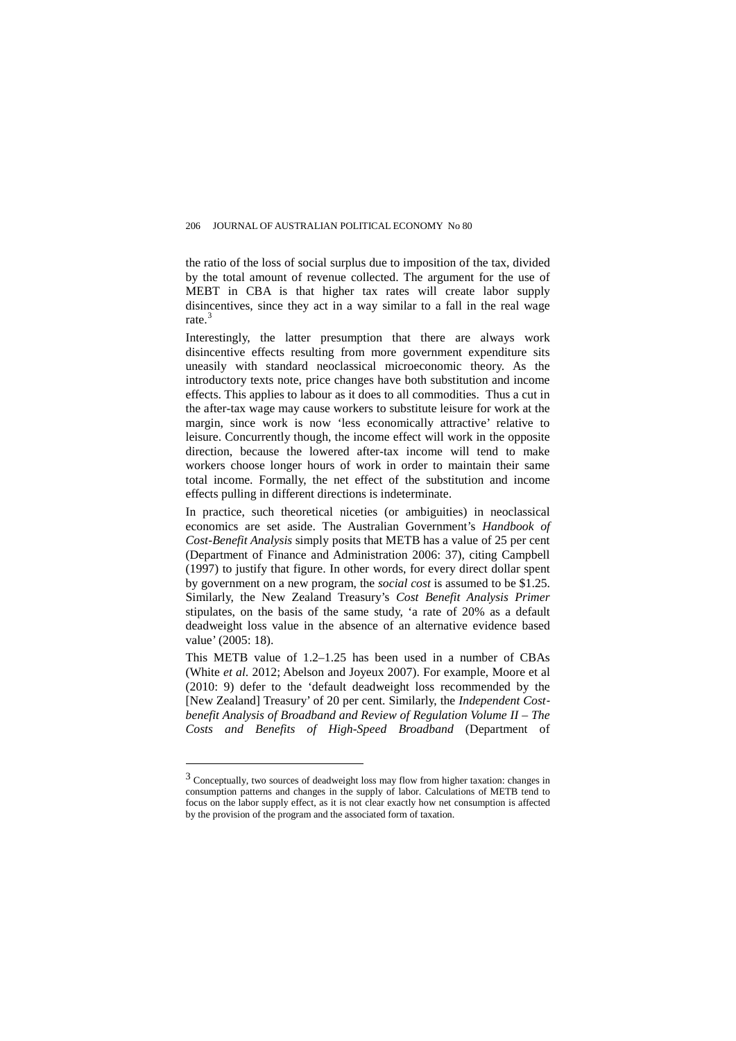the ratio of the loss of social surplus due to imposition of the tax, divided by the total amount of revenue collected. The argument for the use of MEBT in CBA is that higher tax rates will create labor supply disincentives, since they act in a way similar to a fall in the real wage rate.[3]

Interestingly, the latter presumption that there are always work disincentive effects resulting from more government expenditure sits uneasily with standard neoclassical microeconomic theory. As the introductory texts note, price changes have both substitution and income effects. This applies to labour as it does to all commodities. Thus a cut in the after-tax wage may cause workers to substitute leisure for work at the margin, since work is now 'less economically attractive' relative to leisure. Concurrently though, the income effect will work in the opposite direction, because the lowered after-tax income will tend to make workers choose longer hours of work in order to maintain their same total income. Formally, the net effect of the substitution and income effects pulling in different directions is indeterminate.

In practice, such theoretical niceties (or ambiguities) in neoclassical economics are set aside. The Australian Government's *Handbook of Cost-Benefit Analysis* simply posits that METB has a value of 25 per cent (Department of Finance and Administration 2006: 37), citing Campbell (1997) to justify that figure. In other words, for every direct dollar spent by government on a new program, the *social cost* is assumed to be $1.25. Similarly, the New Zealand Treasury's *Cost Benefit Analysis Primer* stipulates, on the basis of the same study, 'a rate of 20% as a default deadweight loss value in the absence of an alternative evidence based value' (2005: 18).

This METB value of 1.2–1.25 has been used in a number of CBAs (White *et al.* 2012; Abelson and Joyeux 2007). For example, Moore et al (2010: 9) defer to the 'default deadweight loss recommended by the [New Zealand] Treasury' of 20 per cent. Similarly, the *Independent Cost-benefit Analysis of Broadband and Review of Regulation Volume II – The Costs and Benefits of High-Speed Broadband* (Department of

---

[3] Conceptually, two sources of deadweight loss may flow from higher taxation: changes in consumption patterns and changes in the supply of labor. Calculations of METB tend to focus on the labor supply effect, as it is not clear exactly how net consumption is affected by the provision of the program and the associated form of taxation.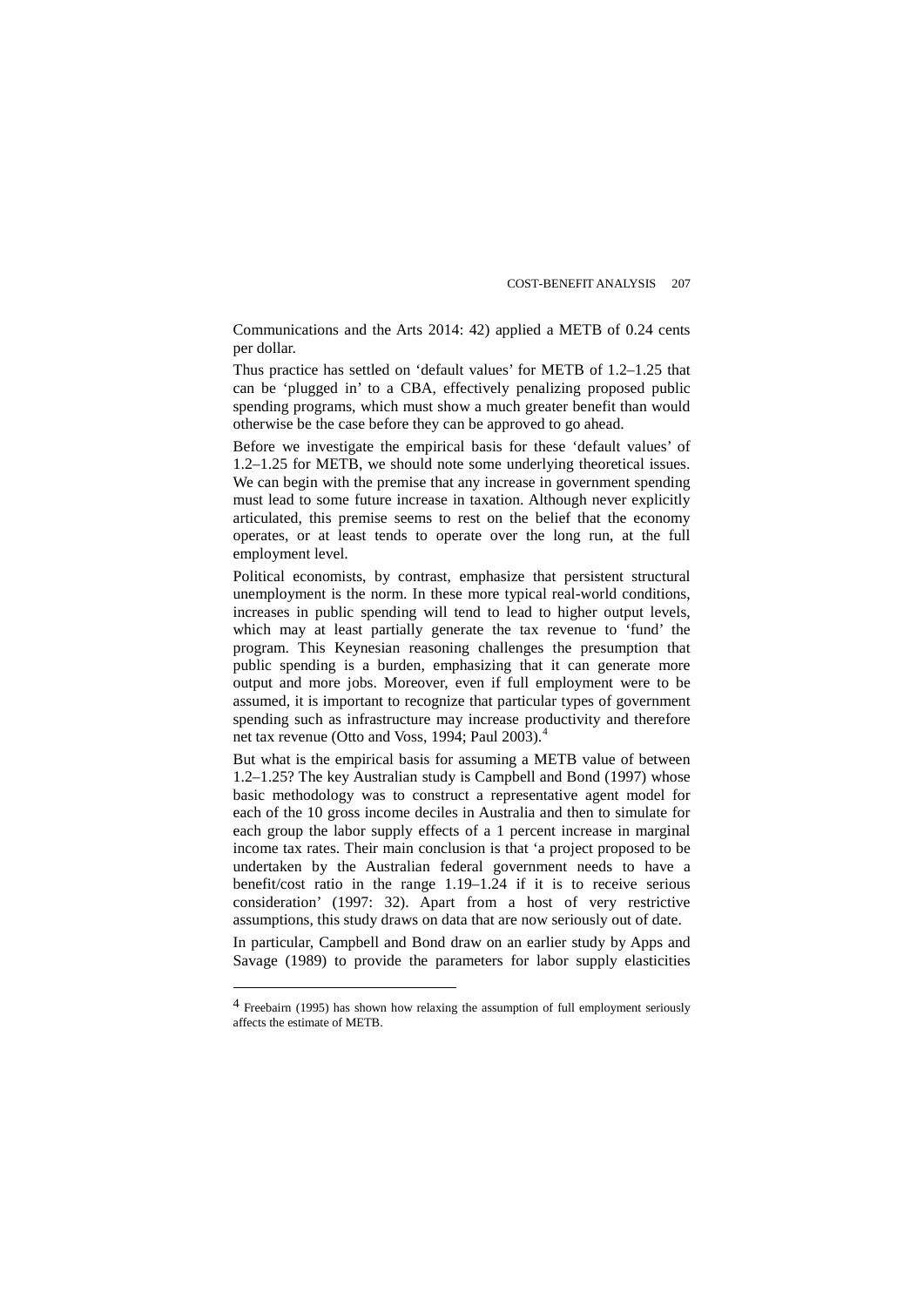Communications and the Arts 2014: 42) applied a METB of 0.24 cents per dollar.

Thus practice has settled on 'default values' for METB of 1.2–1.25 that can be 'plugged in' to a CBA, effectively penalizing proposed public spending programs, which must show a much greater benefit than would otherwise be the case before they can be approved to go ahead.

Before we investigate the empirical basis for these 'default values' of 1.2–1.25 for METB, we should note some underlying theoretical issues. We can begin with the premise that any increase in government spending must lead to some future increase in taxation. Although never explicitly articulated, this premise seems to rest on the belief that the economy operates, or at least tends to operate over the long run, at the full employment level.

Political economists, by contrast, emphasize that persistent structural unemployment is the norm. In these more typical real-world conditions, increases in public spending will tend to lead to higher output levels, which may at least partially generate the tax revenue to 'fund' the program. This Keynesian reasoning challenges the presumption that public spending is a burden, emphasizing that it can generate more output and more jobs. Moreover, even if full employment were to be assumed, it is important to recognize that particular types of government spending such as infrastructure may increase productivity and therefore net tax revenue (Otto and Voss, 1994; Paul 2003).[4]

But what is the empirical basis for assuming a METB value of between 1.2–1.25? The key Australian study is Campbell and Bond (1997) whose basic methodology was to construct a representative agent model for each of the 10 gross income deciles in Australia and then to simulate for each group the labor supply effects of a 1 percent increase in marginal income tax rates. Their main conclusion is that 'a project proposed to be undertaken by the Australian federal government needs to have a benefit/cost ratio in the range 1.19–1.24 if it is to receive serious consideration' (1997: 32). Apart from a host of very restrictive assumptions, this study draws on data that are now seriously out of date.

In particular, Campbell and Bond draw on an earlier study by Apps and Savage (1989) to provide the parameters for labor supply elasticities

---

[4] Freebairn (1995) has shown how relaxing the assumption of full employment seriously affects the estimate of METB.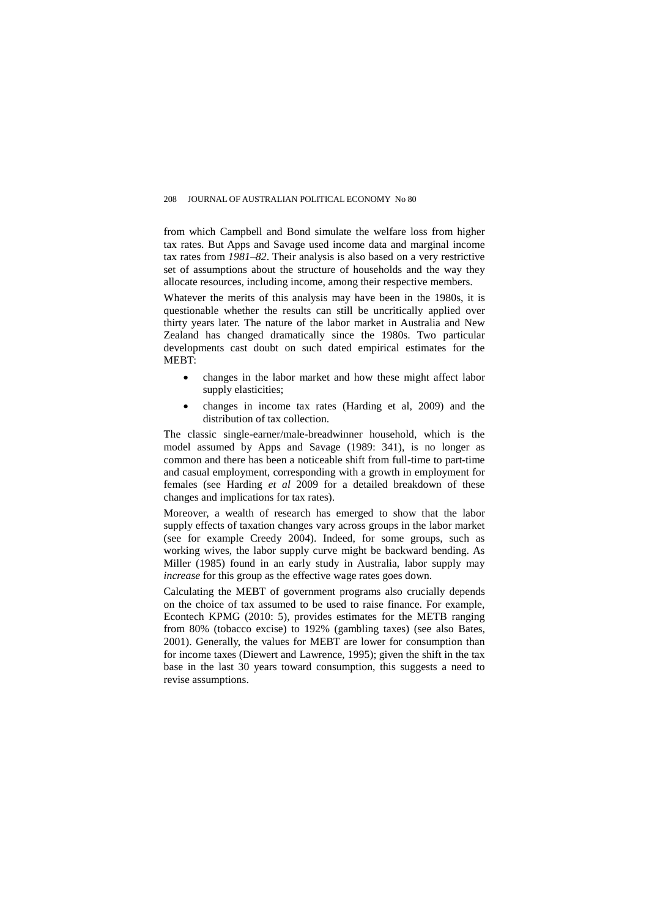from which Campbell and Bond simulate the welfare loss from higher tax rates. But Apps and Savage used income data and marginal income tax rates from *1981–82*. Their analysis is also based on a very restrictive set of assumptions about the structure of households and the way they allocate resources, including income, among their respective members.

Whatever the merits of this analysis may have been in the 1980s, it is questionable whether the results can still be uncritically applied over thirty years later. The nature of the labor market in Australia and New Zealand has changed dramatically since the 1980s. Two particular developments cast doubt on such dated empirical estimates for the MEBT:

- changes in the labor market and how these might affect labor supply elasticities;
- changes in income tax rates (Harding et al, 2009) and the distribution of tax collection.

The classic single-earner/male-breadwinner household, which is the model assumed by Apps and Savage (1989: 341), is no longer as common and there has been a noticeable shift from full-time to part-time and casual employment, corresponding with a growth in employment for females (see Harding *et al* 2009 for a detailed breakdown of these changes and implications for tax rates).

Moreover, a wealth of research has emerged to show that the labor supply effects of taxation changes vary across groups in the labor market (see for example Creedy 2004). Indeed, for some groups, such as working wives, the labor supply curve might be backward bending. As Miller (1985) found in an early study in Australia, labor supply may *increase* for this group as the effective wage rates goes down.

Calculating the MEBT of government programs also crucially depends on the choice of tax assumed to be used to raise finance. For example, Econtech KPMG (2010: 5), provides estimates for the METB ranging from 80% (tobacco excise) to 192% (gambling taxes) (see also Bates, 2001). Generally, the values for MEBT are lower for consumption than for income taxes (Diewert and Lawrence, 1995); given the shift in the tax base in the last 30 years toward consumption, this suggests a need to revise assumptions.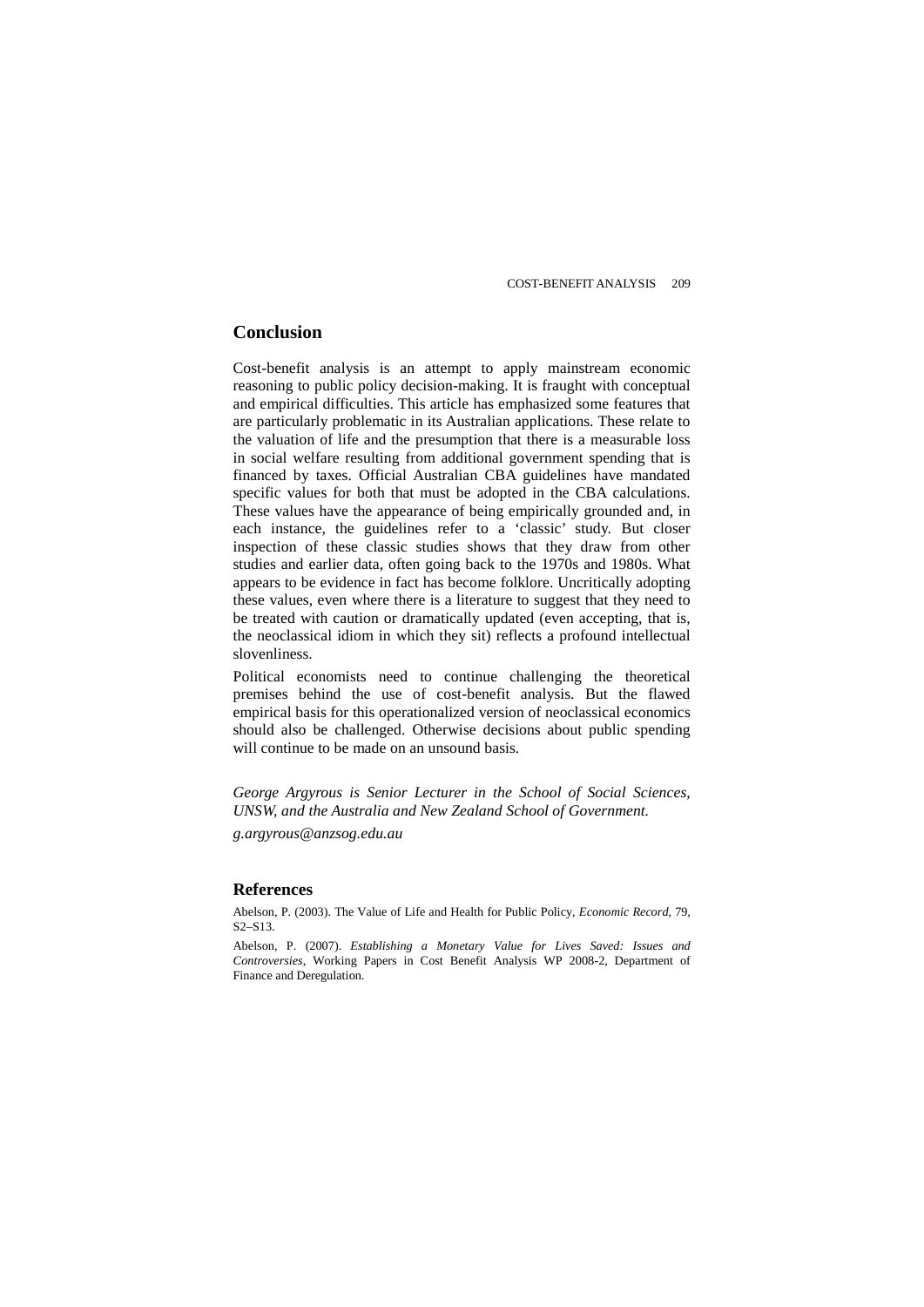## Conclusion

Cost-benefit analysis is an attempt to apply mainstream economic reasoning to public policy decision-making. It is fraught with conceptual and empirical difficulties. This article has emphasized some features that are particularly problematic in its Australian applications. These relate to the valuation of life and the presumption that there is a measurable loss in social welfare resulting from additional government spending that is financed by taxes. Official Australian CBA guidelines have mandated specific values for both that must be adopted in the CBA calculations. These values have the appearance of being empirically grounded and, in each instance, the guidelines refer to a 'classic' study. But closer inspection of these classic studies shows that they draw from other studies and earlier data, often going back to the 1970s and 1980s. What appears to be evidence in fact has become folklore. Uncritically adopting these values, even where there is a literature to suggest that they need to be treated with caution or dramatically updated (even accepting, that is, the neoclassical idiom in which they sit) reflects a profound intellectual slovenliness.

Political economists need to continue challenging the theoretical premises behind the use of cost-benefit analysis. But the flawed empirical basis for this operationalized version of neoclassical economics should also be challenged. Otherwise decisions about public spending will continue to be made on an unsound basis.

*George Argyrous is Senior Lecturer in the School of Social Sciences, UNSW, and the Australia and New Zealand School of Government.*

*g.argyrous@anzsog.edu.au*

## References

Abelson, P. (2003). The Value of Life and Health for Public Policy, *Economic Record*, 79, S2–S13.

Abelson, P. (2007). *Establishing a Monetary Value for Lives Saved: Issues and Controversies*, Working Papers in Cost Benefit Analysis WP 2008-2, Department of Finance and Deregulation.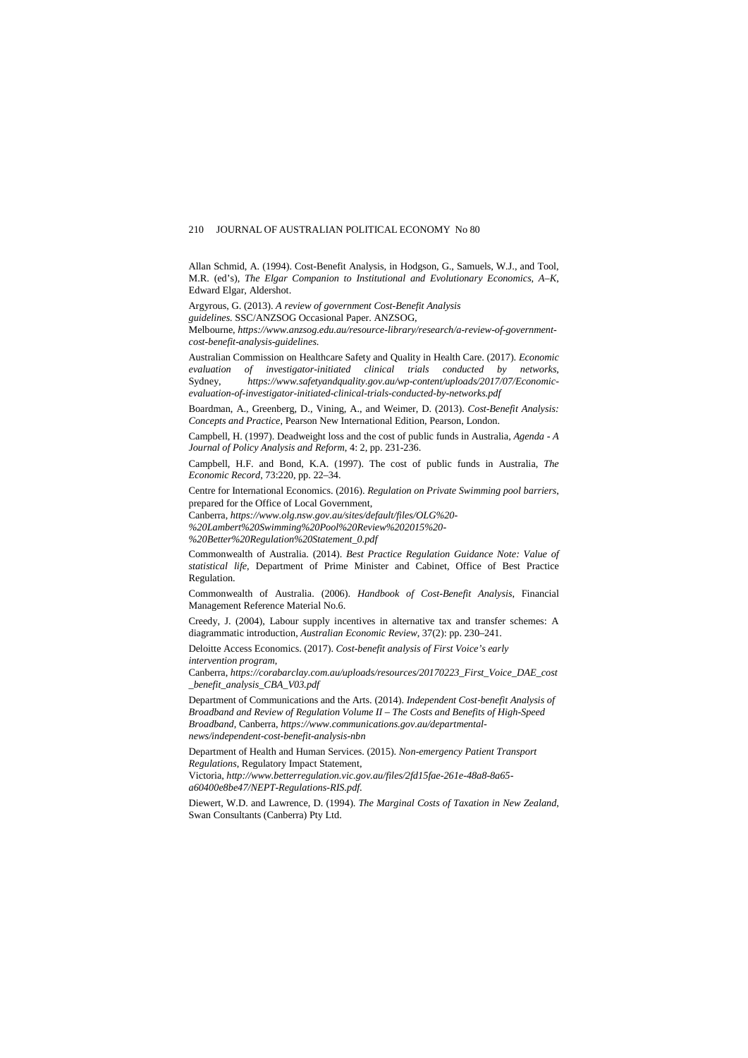Allan Schmid, A. (1994). Cost-Benefit Analysis, in Hodgson, G., Samuels, W.J., and Tool, M.R. (ed's), *The Elgar Companion to Institutional and Evolutionary Economics, A–K*, Edward Elgar, Aldershot.

Argyrous, G. (2013). *A review of government Cost-Benefit Analysis guidelines.* SSC/ANZSOG Occasional Paper. ANZSOG, Melbourne, *https://www.anzsog.edu.au/resource-library/research/a-review-of-government-cost-benefit-analysis-guidelines.*

Australian Commission on Healthcare Safety and Quality in Health Care. (2017). *Economic evaluation of investigator-initiated clinical trials conducted by networks*, Sydney, *https://www.safetyandquality.gov.au/wp-content/uploads/2017/07/Economic-evaluation-of-investigator-initiated-clinical-trials-conducted-by-networks.pdf*

Boardman, A., Greenberg, D., Vining, A., and Weimer, D. (2013). *Cost-Benefit Analysis: Concepts and Practice*, Pearson New International Edition, Pearson, London.

Campbell, H. (1997). Deadweight loss and the cost of public funds in Australia, *Agenda - A Journal of Policy Analysis and Reform*, 4: 2, pp. 231-236.

Campbell, H.F. and Bond, K.A. (1997). The cost of public funds in Australia, *The Economic Record*, 73:220, pp. 22–34.

Centre for International Economics. (2016). *Regulation on Private Swimming pool barriers*, prepared for the Office of Local Government, Canberra, *https://www.olg.nsw.gov.au/sites/default/files/OLG%20-%20Lambert%20Swimming%20Pool%20Review%202015%20-%20Better%20Regulation%20Statement_0.pdf*

Commonwealth of Australia. (2014). *Best Practice Regulation Guidance Note: Value of statistical life*, Department of Prime Minister and Cabinet, Office of Best Practice Regulation.

Commonwealth of Australia. (2006). *Handbook of Cost-Benefit Analysis*, Financial Management Reference Material No.6.

Creedy, J. (2004), Labour supply incentives in alternative tax and transfer schemes: A diagrammatic introduction, *Australian Economic Review*, 37(2): pp. 230–241.

Deloitte Access Economics. (2017). *Cost-benefit analysis of First Voice's early intervention program*, Canberra, *https://corabarclay.com.au/uploads/resources/20170223_First_Voice_DAE_cost_benefit_analysis_CBA_V03.pdf*

Department of Communications and the Arts. (2014). *Independent Cost-benefit Analysis of Broadband and Review of Regulation Volume II – The Costs and Benefits of High-Speed Broadband*, Canberra, *https://www.communications.gov.au/departmental-news/independent-cost-benefit-analysis-nbn*

Department of Health and Human Services. (2015). *Non-emergency Patient Transport Regulations*, Regulatory Impact Statement, Victoria, *http://www.betterregulation.vic.gov.au/files/2fd15fae-261e-48a8-8a65-a60400e8be47/NEPT-Regulations-RIS.pdf.*

Diewert, W.D. and Lawrence, D. (1994). *The Marginal Costs of Taxation in New Zealand*, Swan Consultants (Canberra) Pty Ltd.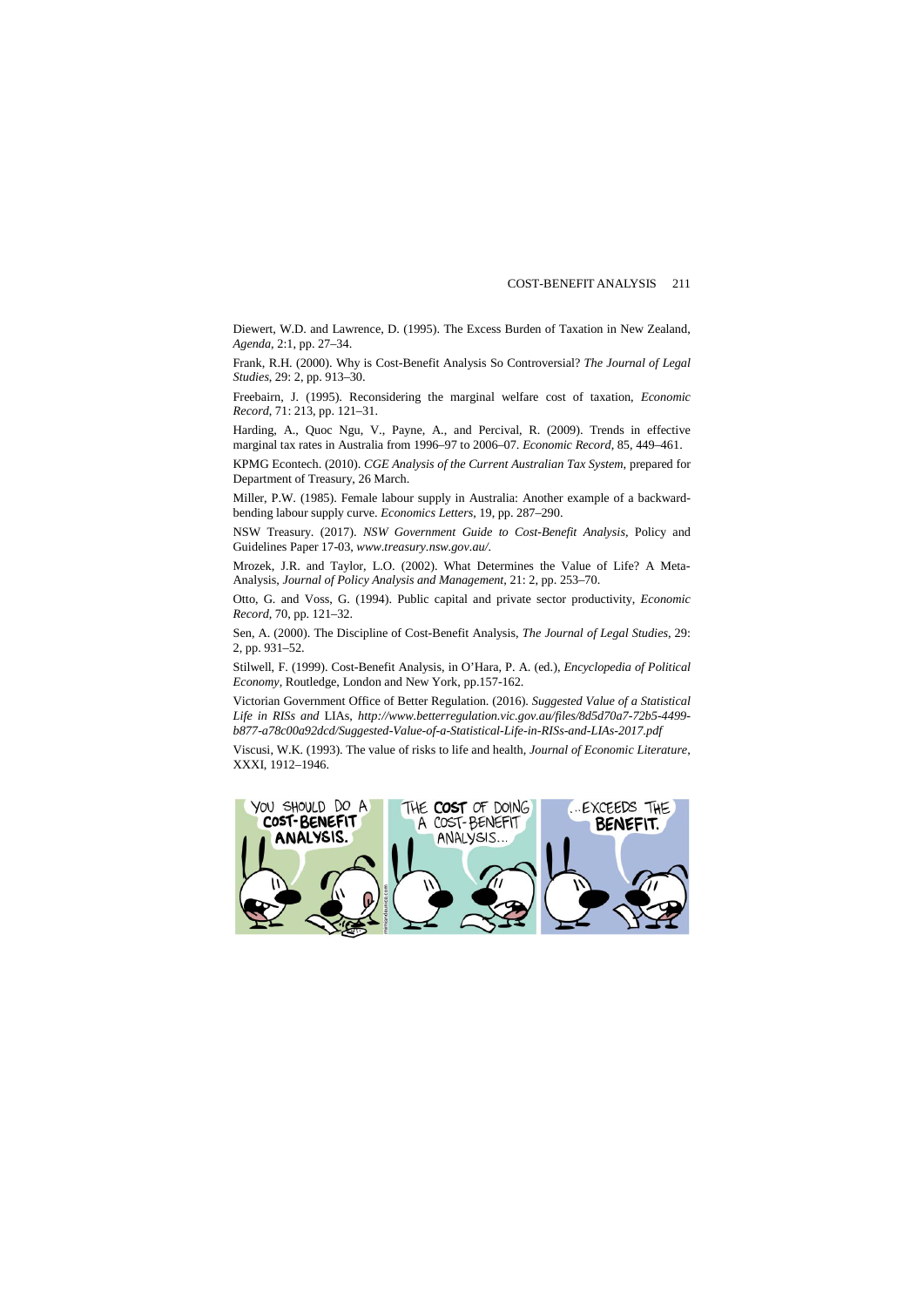Diewert, W.D. and Lawrence, D. (1995). The Excess Burden of Taxation in New Zealand, *Agenda*, 2:1, pp. 27–34.

Frank, R.H. (2000). Why is Cost-Benefit Analysis So Controversial? *The Journal of Legal Studies*, 29: 2, pp. 913–30.

Freebairn, J. (1995). Reconsidering the marginal welfare cost of taxation, *Economic Record*, 71: 213, pp. 121–31.

Harding, A., Quoc Ngu, V., Payne, A., and Percival, R. (2009). Trends in effective marginal tax rates in Australia from 1996–97 to 2006–07. *Economic Record*, 85, 449–461.

KPMG Econtech. (2010). *CGE Analysis of the Current Australian Tax System*, prepared for Department of Treasury, 26 March.

Miller, P.W. (1985). Female labour supply in Australia: Another example of a backward-bending labour supply curve. *Economics Letters*, 19, pp. 287–290.

NSW Treasury. (2017). *NSW Government Guide to Cost-Benefit Analysis*, Policy and Guidelines Paper 17-03, *www.treasury.nsw.gov.au/*.

Mrozek, J.R. and Taylor, L.O. (2002). What Determines the Value of Life? A Meta-Analysis, *Journal of Policy Analysis and Management*, 21: 2, pp. 253–70.

Otto, G. and Voss, G. (1994). Public capital and private sector productivity, *Economic Record*, 70, pp. 121–32.

Sen, A. (2000). The Discipline of Cost-Benefit Analysis, *The Journal of Legal Studies*, 29: 2, pp. 931–52.

Stilwell, F. (1999). Cost-Benefit Analysis, in O'Hara, P. A. (ed.), *Encyclopedia of Political Economy*, Routledge, London and New York, pp.157-162.

Victorian Government Office of Better Regulation. (2016). *Suggested Value of a Statistical Life in RISs and* LIAs, *http://www.betterregulation.vic.gov.au/files/8d5d70a7-72b5-4499-b877-a78c00a92dcd/Suggested-Value-of-a-Statistical-Life-in-RISs-and-LIAs-2017.pdf*

Viscusi, W.K. (1993). The value of risks to life and health, *Journal of Economic Literature*, XXXI, 1912–1946.